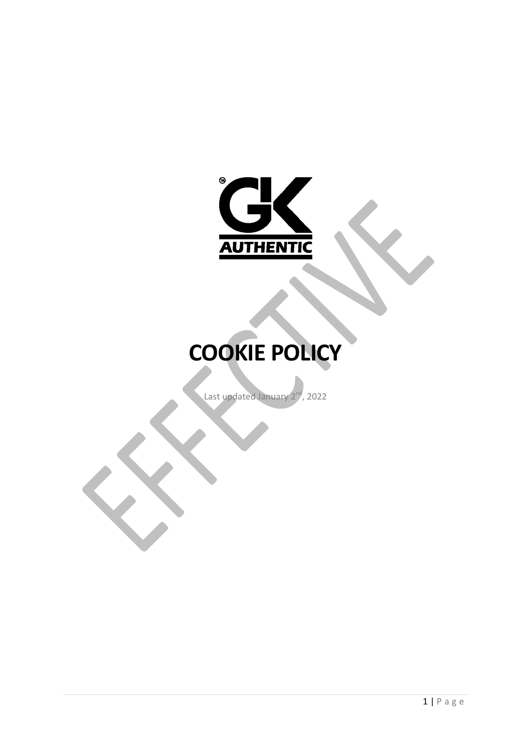# COOKIE POLICY

Last updated January 2nd, 2022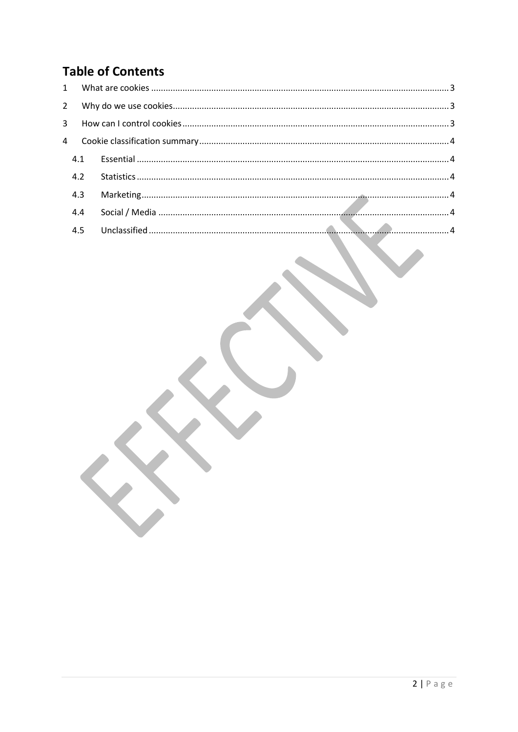# Table of Contents

1 What are cookies ........................................................................................................ 3

2 Why do we use cookies................................................................................................ 3

3 How can I control cookies............................................................................................ 3

4 Cookie classification summary...................................................................................... 4

4.1 Essential ................................................................................................................ 4

4.2 Statistics ................................................................................................................ 4

4.3 Marketing.............................................................................................................. 4

4.4 Social / Media ........................................................................................................ 4

4.5 Unclassified ........................................................................................................... 4

EFFECTIVE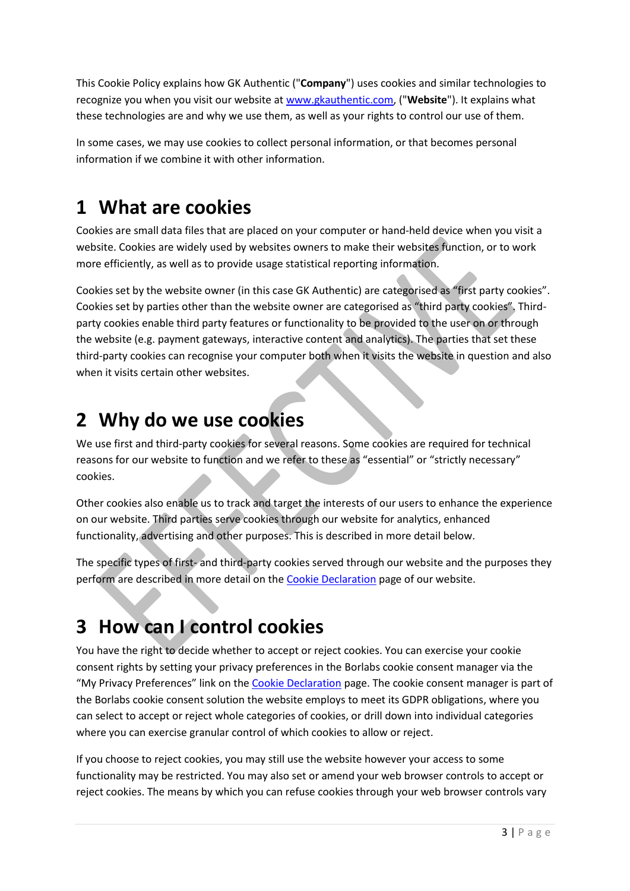This Cookie Policy explains how GK Authentic ("**Company**") uses cookies and similar technologies to recognize you when you visit our website at [www.gkauthentic.com](www.gkauthentic.com), ("**Website**"). It explains what these technologies are and why we use them, as well as your rights to control our use of them.

In some cases, we may use cookies to collect personal information, or that becomes personal information if we combine it with other information.

# 1 What are cookies

Cookies are small data files that are placed on your computer or hand-held device when you visit a website. Cookies are widely used by websites owners to make their websites function, or to work more efficiently, as well as to provide usage statistical reporting information.

Cookies set by the website owner (in this case GK Authentic) are categorised as "first party cookies". Cookies set by parties other than the website owner are categorised as "third party cookies". Third-party cookies enable third party features or functionality to be provided to the user on or through the website (e.g. payment gateways, interactive content and analytics). The parties that set these third-party cookies can recognise your computer both when it visits the website in question and also when it visits certain other websites.

# 2 Why do we use cookies

We use first and third-party cookies for several reasons. Some cookies are required for technical reasons for our website to function and we refer to these as "essential" or "strictly necessary" cookies.

Other cookies also enable us to track and target the interests of our users to enhance the experience on our website. Third parties serve cookies through our website for analytics, enhanced functionality, advertising and other purposes. This is described in more detail below.

The specific types of first- and third-party cookies served through our website and the purposes they perform are described in more detail on the Cookie Declaration page of our website.

# 3 How can I control cookies

You have the right to decide whether to accept or reject cookies. You can exercise your cookie consent rights by setting your privacy preferences in the Borlabs cookie consent manager via the "My Privacy Preferences" link on the Cookie Declaration page. The cookie consent manager is part of the Borlabs cookie consent solution the website employs to meet its GDPR obligations, where you can select to accept or reject whole categories of cookies, or drill down into individual categories where you can exercise granular control of which cookies to allow or reject.

If you choose to reject cookies, you may still use the website however your access to some functionality may be restricted. You may also set or amend your web browser controls to accept or reject cookies. The means by which you can refuse cookies through your web browser controls vary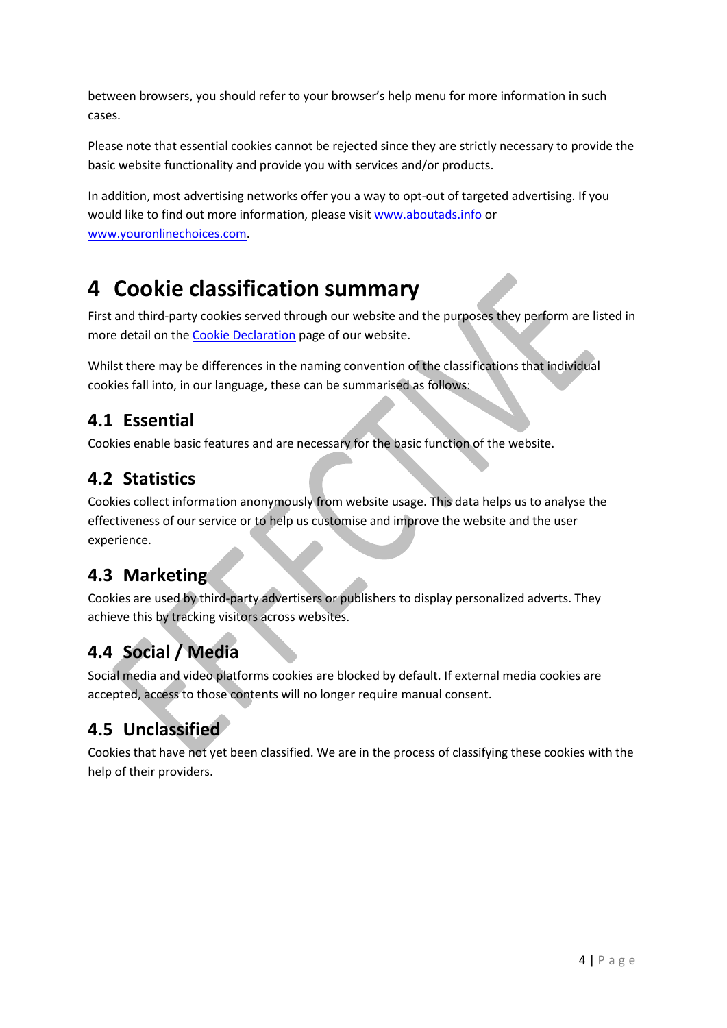between browsers, you should refer to your browser's help menu for more information in such cases.

Please note that essential cookies cannot be rejected since they are strictly necessary to provide the basic website functionality and provide you with services and/or products.

In addition, most advertising networks offer you a way to opt-out of targeted advertising. If you would like to find out more information, please visit www.aboutads.info or www.youronlinechoices.com.

# 4 Cookie classification summary

First and third-party cookies served through our website and the purposes they perform are listed in more detail on the Cookie Declaration page of our website.

Whilst there may be differences in the naming convention of the classifications that individual cookies fall into, in our language, these can be summarised as follows:

## 4.1 Essential

Cookies enable basic features and are necessary for the basic function of the website.

## 4.2 Statistics

Cookies collect information anonymously from website usage. This data helps us to analyse the effectiveness of our service or to help us customise and improve the website and the user experience.

## 4.3 Marketing

Cookies are used by third-party advertisers or publishers to display personalized adverts. They achieve this by tracking visitors across websites.

## 4.4 Social / Media

Social media and video platforms cookies are blocked by default. If external media cookies are accepted, access to those contents will no longer require manual consent.

## 4.5 Unclassified

Cookies that have not yet been classified. We are in the process of classifying these cookies with the help of their providers.